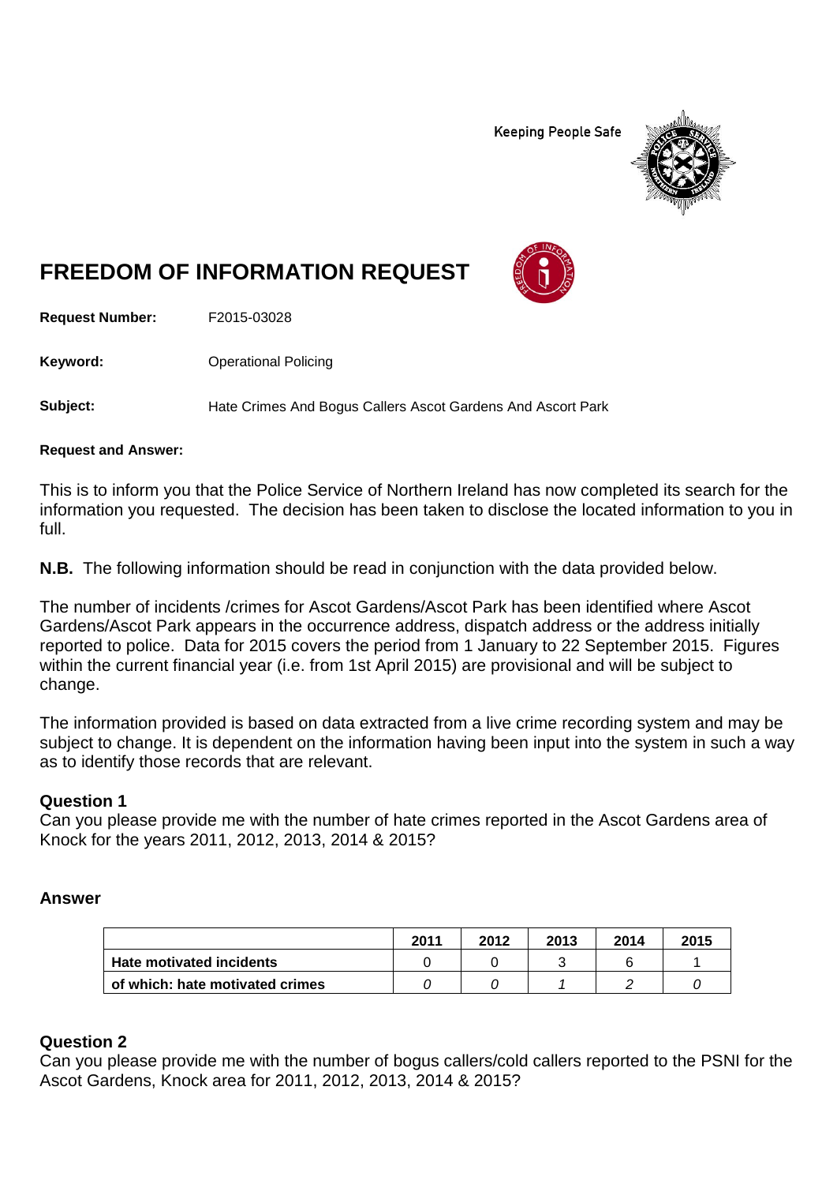Keeping People Safe

# FREEDOM OF INFORMATION REQUEST

**Request Number:** F2015-03028

**Keyword:** Operational Policing

**Subject:** Hate Crimes And Bogus Callers Ascot Gardens And Ascort Park

**Request and Answer:**

This is to inform you that the Police Service of Northern Ireland has now completed its search for the information you requested. The decision has been taken to disclose the located information to you in full.

**N.B.** The following information should be read in conjunction with the data provided below.

The number of incidents /crimes for Ascot Gardens/Ascot Park has been identified where Ascot Gardens/Ascot Park appears in the occurrence address, dispatch address or the address initially reported to police. Data for 2015 covers the period from 1 January to 22 September 2015. Figures within the current financial year (i.e. from 1st April 2015) are provisional and will be subject to change.

The information provided is based on data extracted from a live crime recording system and may be subject to change. It is dependent on the information having been input into the system in such a way as to identify those records that are relevant.

### Question 1

Can you please provide me with the number of hate crimes reported in the Ascot Gardens area of Knock for the years 2011, 2012, 2013, 2014 & 2015?

### Answer

| | 2011 | 2012 | 2013 | 2014 | 2015 |
|---|---|---|---|---|---|
| **Hate motivated incidents** | 0 | 0 | 3 | 6 | 1 |
| **of which: hate motivated crimes** | *0* | *0* | *1* | *2* | *0* |

### Question 2

Can you please provide me with the number of bogus callers/cold callers reported to the PSNI for the Ascot Gardens, Knock area for 2011, 2012, 2013, 2014 & 2015?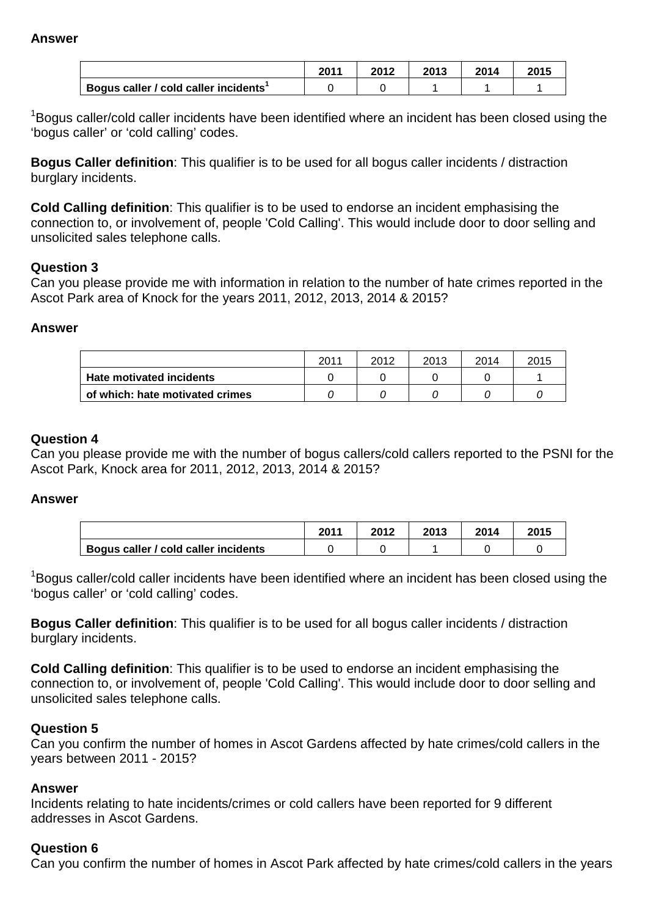**Answer**

| | 2011 | 2012 | 2013 | 2014 | 2015 |
|---|---|---|---|---|---|
| **Bogus caller / cold caller incidents[1]** | 0 | 0 | 1 | 1 | 1 |

[1]Bogus caller/cold caller incidents have been identified where an incident has been closed using the 'bogus caller' or 'cold calling' codes.

**Bogus Caller definition**: This qualifier is to be used for all bogus caller incidents / distraction burglary incidents.

**Cold Calling definition**: This qualifier is to be used to endorse an incident emphasising the connection to, or involvement of, people 'Cold Calling'. This would include door to door selling and unsolicited sales telephone calls.

**Question 3**
Can you please provide me with information in relation to the number of hate crimes reported in the Ascot Park area of Knock for the years 2011, 2012, 2013, 2014 & 2015?

**Answer**

| | 2011 | 2012 | 2013 | 2014 | 2015 |
|---|---|---|---|---|---|
| **Hate motivated incidents** | 0 | 0 | 0 | 0 | 1 |
| **of which: hate motivated crimes** | *0* | *0* | *0* | *0* | *0* |

**Question 4**
Can you please provide me with the number of bogus callers/cold callers reported to the PSNI for the Ascot Park, Knock area for 2011, 2012, 2013, 2014 & 2015?

**Answer**

| | 2011 | 2012 | 2013 | 2014 | 2015 |
|---|---|---|---|---|---|
| **Bogus caller / cold caller incidents** | 0 | 0 | 1 | 0 | 0 |

[1]Bogus caller/cold caller incidents have been identified where an incident has been closed using the 'bogus caller' or 'cold calling' codes.

**Bogus Caller definition**: This qualifier is to be used for all bogus caller incidents / distraction burglary incidents.

**Cold Calling definition**: This qualifier is to be used to endorse an incident emphasising the connection to, or involvement of, people 'Cold Calling'. This would include door to door selling and unsolicited sales telephone calls.

**Question 5**
Can you confirm the number of homes in Ascot Gardens affected by hate crimes/cold callers in the years between 2011 - 2015?

**Answer**
Incidents relating to hate incidents/crimes or cold callers have been reported for 9 different addresses in Ascot Gardens.

**Question 6**
Can you confirm the number of homes in Ascot Park affected by hate crimes/cold callers in the years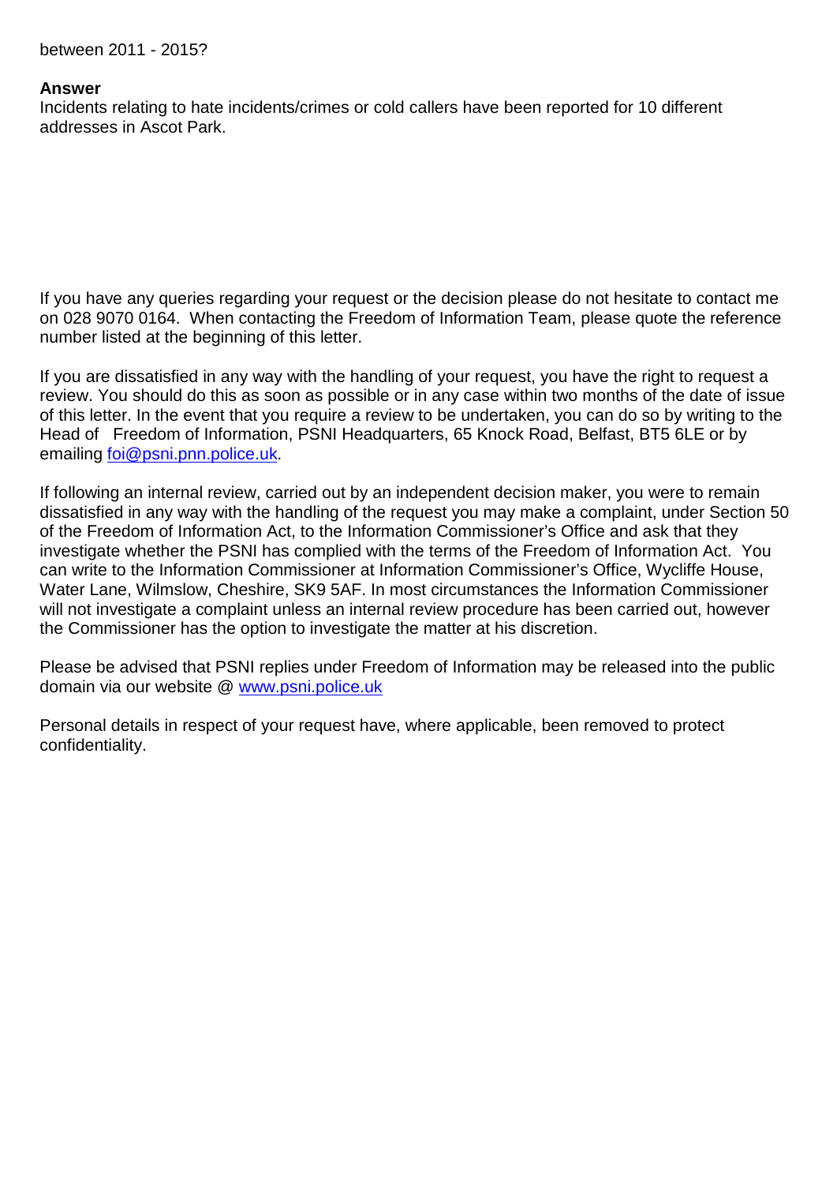between 2011 - 2015?

**Answer**
Incidents relating to hate incidents/crimes or cold callers have been reported for 10 different addresses in Ascot Park.

If you have any queries regarding your request or the decision please do not hesitate to contact me on 028 9070 0164. When contacting the Freedom of Information Team, please quote the reference number listed at the beginning of this letter.

If you are dissatisfied in any way with the handling of your request, you have the right to request a review. You should do this as soon as possible or in any case within two months of the date of issue of this letter. In the event that you require a review to be undertaken, you can do so by writing to the Head of Freedom of Information, PSNI Headquarters, 65 Knock Road, Belfast, BT5 6LE or by emailing [foi@psni.pnn.police.uk](mailto:foi@psni.pnn.police.uk).

If following an internal review, carried out by an independent decision maker, you were to remain dissatisfied in any way with the handling of the request you may make a complaint, under Section 50 of the Freedom of Information Act, to the Information Commissioner's Office and ask that they investigate whether the PSNI has complied with the terms of the Freedom of Information Act. You can write to the Information Commissioner at Information Commissioner's Office, Wycliffe House, Water Lane, Wilmslow, Cheshire, SK9 5AF. In most circumstances the Information Commissioner will not investigate a complaint unless an internal review procedure has been carried out, however the Commissioner has the option to investigate the matter at his discretion.

Please be advised that PSNI replies under Freedom of Information may be released into the public domain via our website @ [www.psni.police.uk](http://www.psni.police.uk)

Personal details in respect of your request have, where applicable, been removed to protect confidentiality.